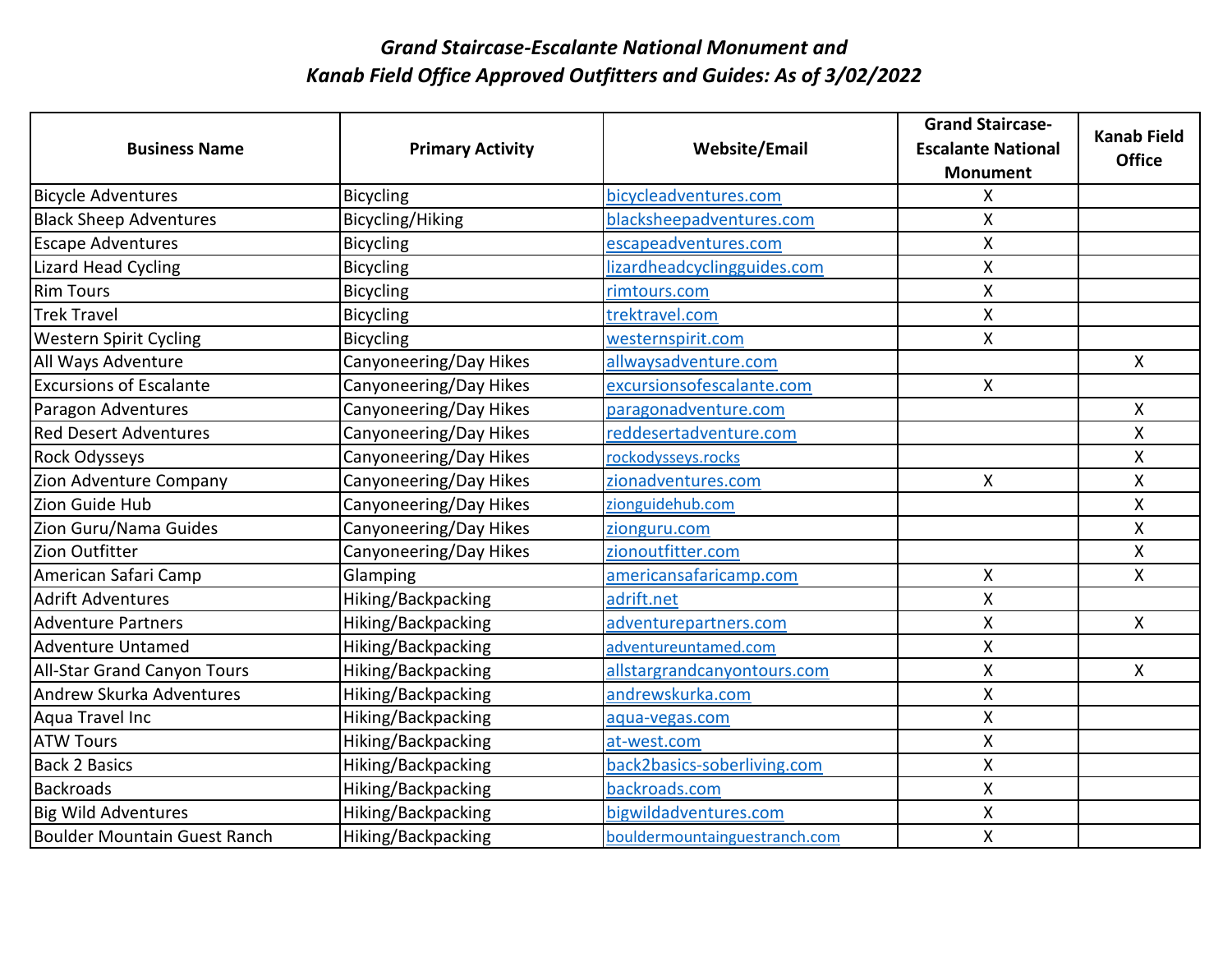# *Grand Staircase-Escalante National Monument and Kanab Field Office Approved Outfitters and Guides: As of 3/02/2022*

| Business Name | Primary Activity | Website/Email | Grand Staircase-Escalante National Monument | Kanab Field Office |
|---|---|---|---|---|
| Bicycle Adventures | Bicycling | bicycleadventures.com | X | |
| Black Sheep Adventures | Bicycling/Hiking | blacksheepadventures.com | X | |
| Escape Adventures | Bicycling | escapeadventures.com | X | |
| Lizard Head Cycling | Bicycling | lizardheadcyclingguides.com | X | |
| Rim Tours | Bicycling | rimtours.com | X | |
| Trek Travel | Bicycling | trektravel.com | X | |
| Western Spirit Cycling | Bicycling | westernspirit.com | X | |
| All Ways Adventure | Canyoneering/Day Hikes | allwaysadventure.com | | X |
| Excursions of Escalante | Canyoneering/Day Hikes | excursionsofescalante.com | X | |
| Paragon Adventures | Canyoneering/Day Hikes | paragonadventure.com | | X |
| Red Desert Adventures | Canyoneering/Day Hikes | reddesertadventure.com | | X |
| Rock Odysseys | Canyoneering/Day Hikes | rockodysseys.rocks | | X |
| Zion Adventure Company | Canyoneering/Day Hikes | zionadventures.com | X | X |
| Zion Guide Hub | Canyoneering/Day Hikes | zionguidehub.com | | X |
| Zion Guru/Nama Guides | Canyoneering/Day Hikes | zionguru.com | | X |
| Zion Outfitter | Canyoneering/Day Hikes | zionoutfitter.com | | X |
| American Safari Camp | Glamping | americansafaricamp.com | X | X |
| Adrift Adventures | Hiking/Backpacking | adrift.net | X | |
| Adventure Partners | Hiking/Backpacking | adventurepartners.com | X | X |
| Adventure Untamed | Hiking/Backpacking | adventureuntamed.com | X | |
| All-Star Grand Canyon Tours | Hiking/Backpacking | allstargrandcanyontours.com | X | X |
| Andrew Skurka Adventures | Hiking/Backpacking | andrewskurka.com | X | |
| Aqua Travel Inc | Hiking/Backpacking | aqua-vegas.com | X | |
| ATW Tours | Hiking/Backpacking | at-west.com | X | |
| Back 2 Basics | Hiking/Backpacking | back2basics-soberliving.com | X | |
| Backroads | Hiking/Backpacking | backroads.com | X | |
| Big Wild Adventures | Hiking/Backpacking | bigwildadventures.com | X | |
| Boulder Mountain Guest Ranch | Hiking/Backpacking | bouldermountainguestranch.com | X | |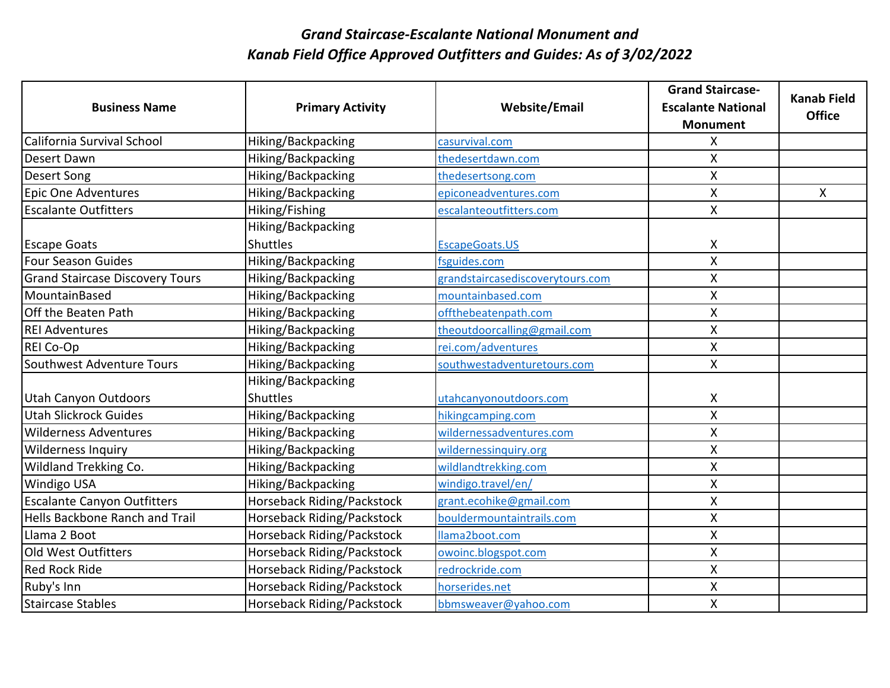# *Grand Staircase-Escalante National Monument and Kanab Field Office Approved Outfitters and Guides: As of 3/02/2022*

| Business Name | Primary Activity | Website/Email | Grand Staircase-Escalante National Monument | Kanab Field Office |
|---|---|---|---|---|
| California Survival School | Hiking/Backpacking | casurvival.com | X | |
| Desert Dawn | Hiking/Backpacking | thedesertdawn.com | X | |
| Desert Song | Hiking/Backpacking | thedesertsong.com | X | |
| Epic One Adventures | Hiking/Backpacking | epiconeadventures.com | X | X |
| Escalante Outfitters | Hiking/Fishing | escalanteoutfitters.com | X | |
| Escape Goats | Hiking/Backpacking Shuttles | EscapeGoats.US | X | |
| Four Season Guides | Hiking/Backpacking | fsguides.com | X | |
| Grand Staircase Discovery Tours | Hiking/Backpacking | grandstaircasediscoverytours.com | X | |
| MountainBased | Hiking/Backpacking | mountainbased.com | X | |
| Off the Beaten Path | Hiking/Backpacking | offthebeatenpath.com | X | |
| REI Adventures | Hiking/Backpacking | theoutdoorcalling@gmail.com | X | |
| REI Co-Op | Hiking/Backpacking | rei.com/adventures | X | |
| Southwest Adventure Tours | Hiking/Backpacking | southwestadventuretours.com | X | |
| Utah Canyon Outdoors | Hiking/Backpacking Shuttles | utahcanyonoutdoors.com | X | |
| Utah Slickrock Guides | Hiking/Backpacking | hikingcamping.com | X | |
| Wilderness Adventures | Hiking/Backpacking | wildernessadventures.com | X | |
| Wilderness Inquiry | Hiking/Backpacking | wildernessinquiry.org | X | |
| Wildland Trekking Co. | Hiking/Backpacking | wildlandtrekking.com | X | |
| Windigo USA | Hiking/Backpacking | windigo.travel/en/ | X | |
| Escalante Canyon Outfitters | Horseback Riding/Packstock | grant.ecohike@gmail.com | X | |
| Hells Backbone Ranch and Trail | Horseback Riding/Packstock | bouldermountaintrails.com | X | |
| Llama 2 Boot | Horseback Riding/Packstock | llama2boot.com | X | |
| Old West Outfitters | Horseback Riding/Packstock | owoinc.blogspot.com | X | |
| Red Rock Ride | Horseback Riding/Packstock | redrockride.com | X | |
| Ruby's Inn | Horseback Riding/Packstock | horserides.net | X | |
| Staircase Stables | Horseback Riding/Packstock | bbmsweaver@yahoo.com | X | |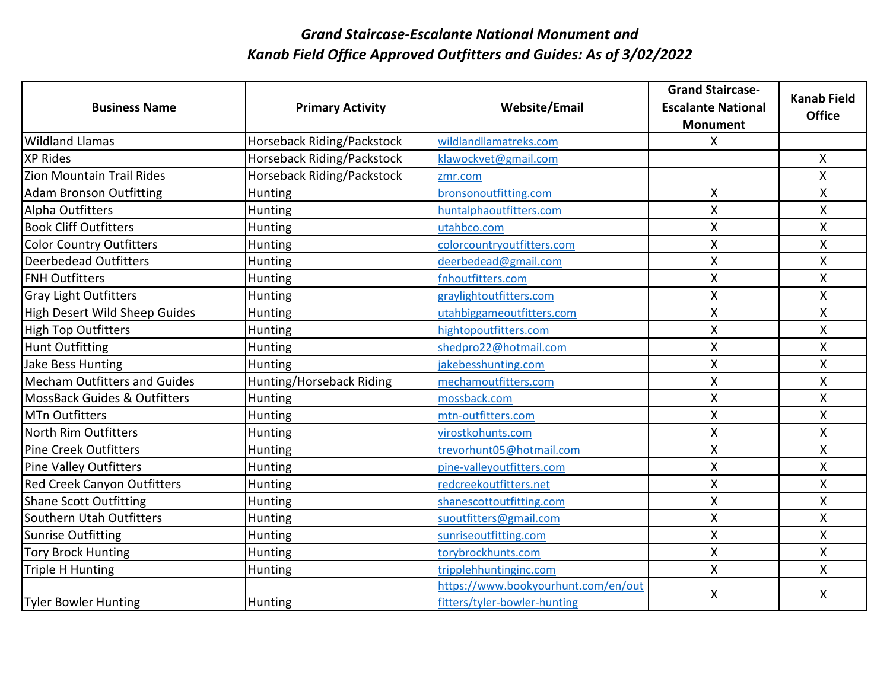# *Grand Staircase-Escalante National Monument and Kanab Field Office Approved Outfitters and Guides: As of 3/02/2022*

| Business Name | Primary Activity | Website/Email | Grand Staircase-Escalante National Monument | Kanab Field Office |
|---|---|---|---|---|
| Wildland Llamas | Horseback Riding/Packstock | wildlandllamatreks.com | X | |
| XP Rides | Horseback Riding/Packstock | klawockvet@gmail.com | | X |
| Zion Mountain Trail Rides | Horseback Riding/Packstock | zmr.com | | X |
| Adam Bronson Outfitting | Hunting | bronsonoutfitting.com | X | X |
| Alpha Outfitters | Hunting | huntalphaoutfitters.com | X | X |
| Book Cliff Outfitters | Hunting | utahbco.com | X | X |
| Color Country Outfitters | Hunting | colorcountryoutfitters.com | X | X |
| Deerbedead Outfitters | Hunting | deerbedead@gmail.com | X | X |
| FNH Outfitters | Hunting | fnhoutfitters.com | X | X |
| Gray Light Outfitters | Hunting | graylightoutfitters.com | X | X |
| High Desert Wild Sheep Guides | Hunting | utahbiggameoutfitters.com | X | X |
| High Top Outfitters | Hunting | hightopoutfitters.com | X | X |
| Hunt Outfitting | Hunting | shedpro22@hotmail.com | X | X |
| Jake Bess Hunting | Hunting | jakebesshunting.com | X | X |
| Mecham Outfitters and Guides | Hunting/Horseback Riding | mechamoutfitters.com | X | X |
| MossBack Guides & Outfitters | Hunting | mossback.com | X | X |
| MTn Outfitters | Hunting | mtn-outfitters.com | X | X |
| North Rim Outfitters | Hunting | virostkohunts.com | X | X |
| Pine Creek Outfitters | Hunting | trevorhunt05@hotmail.com | X | X |
| Pine Valley Outfitters | Hunting | pine-valleyoutfitters.com | X | X |
| Red Creek Canyon Outfitters | Hunting | redcreekoutfitters.net | X | X |
| Shane Scott Outfitting | Hunting | shanescottoutfitting.com | X | X |
| Southern Utah Outfitters | Hunting | suoutfitters@gmail.com | X | X |
| Sunrise Outfitting | Hunting | sunriseoutfitting.com | X | X |
| Tory Brock Hunting | Hunting | torybrockhunts.com | X | X |
| Triple H Hunting | Hunting | tripplehhuntinginc.com | X | X |
| Tyler Bowler Hunting | Hunting | https://www.bookyourhunt.com/en/outfitters/tyler-bowler-hunting | X | X |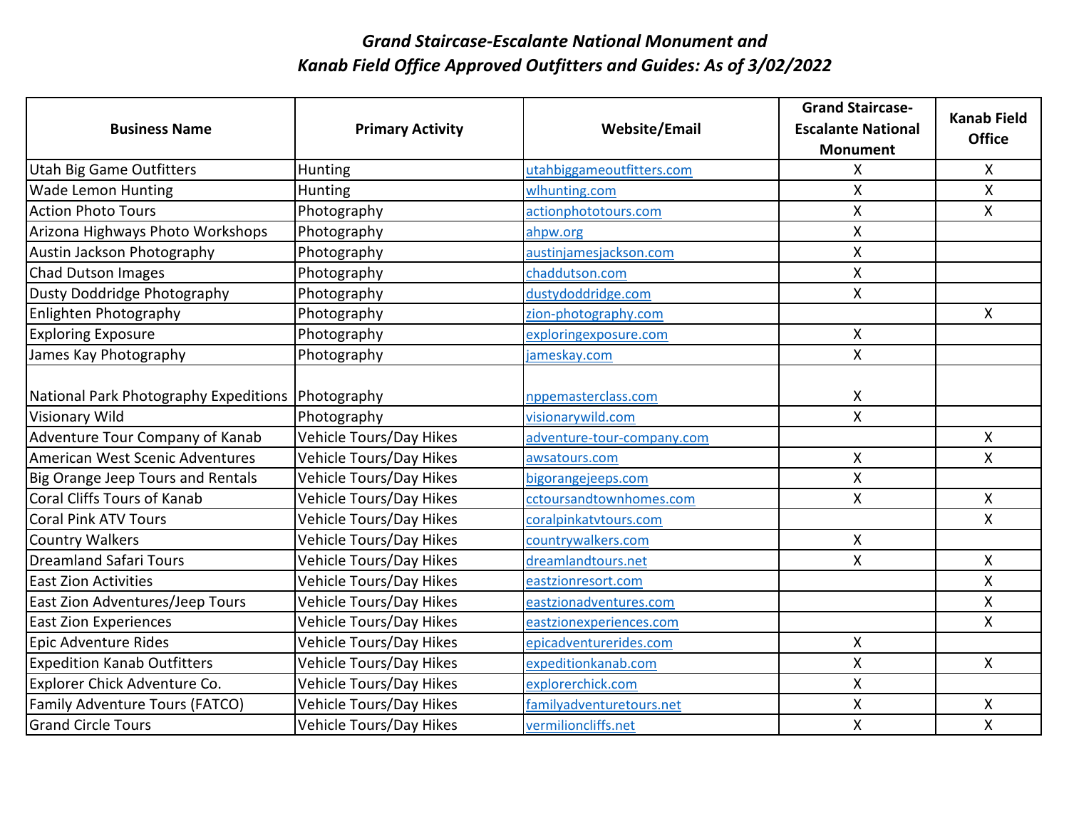# *Grand Staircase-Escalante National Monument and Kanab Field Office Approved Outfitters and Guides: As of 3/02/2022*

| Business Name | Primary Activity | Website/Email | Grand Staircase-Escalante National Monument | Kanab Field Office |
|---|---|---|---|---|
| Utah Big Game Outfitters | Hunting | utahbiggameoutfitters.com | X | X |
| Wade Lemon Hunting | Hunting | wlhunting.com | X | X |
| Action Photo Tours | Photography | actionphototours.com | X | X |
| Arizona Highways Photo Workshops | Photography | ahpw.org | X | |
| Austin Jackson Photography | Photography | austinjamesjackson.com | X | |
| Chad Dutson Images | Photography | chaddutson.com | X | |
| Dusty Doddridge Photography | Photography | dustydoddridge.com | X | |
| Enlighten Photography | Photography | zion-photography.com | | X |
| Exploring Exposure | Photography | exploringexposure.com | X | |
| James Kay Photography | Photography | jameskay.com | X | |
| National Park Photography Expeditions | Photography | nppemasterclass.com | X | |
| Visionary Wild | Photography | visionarywild.com | X | |
| Adventure Tour Company of Kanab | Vehicle Tours/Day Hikes | adventure-tour-company.com | | X |
| American West Scenic Adventures | Vehicle Tours/Day Hikes | awsatours.com | X | X |
| Big Orange Jeep Tours and Rentals | Vehicle Tours/Day Hikes | bigorangejeeps.com | X | |
| Coral Cliffs Tours of Kanab | Vehicle Tours/Day Hikes | cctoursandtownhomes.com | X | X |
| Coral Pink ATV Tours | Vehicle Tours/Day Hikes | coralpinkatvtours.com | | X |
| Country Walkers | Vehicle Tours/Day Hikes | countrywalkers.com | X | |
| Dreamland Safari Tours | Vehicle Tours/Day Hikes | dreamlandtours.net | X | X |
| East Zion Activities | Vehicle Tours/Day Hikes | eastzionresort.com | | X |
| East Zion Adventures/Jeep Tours | Vehicle Tours/Day Hikes | eastzionadventures.com | | X |
| East Zion Experiences | Vehicle Tours/Day Hikes | eastzionexperiences.com | | X |
| Epic Adventure Rides | Vehicle Tours/Day Hikes | epicadventurerides.com | X | |
| Expedition Kanab Outfitters | Vehicle Tours/Day Hikes | expeditionkanab.com | X | X |
| Explorer Chick Adventure Co. | Vehicle Tours/Day Hikes | explorerchick.com | X | |
| Family Adventure Tours (FATCO) | Vehicle Tours/Day Hikes | familyadventuretours.net | X | X |
| Grand Circle Tours | Vehicle Tours/Day Hikes | vermilioncliffs.net | X | X |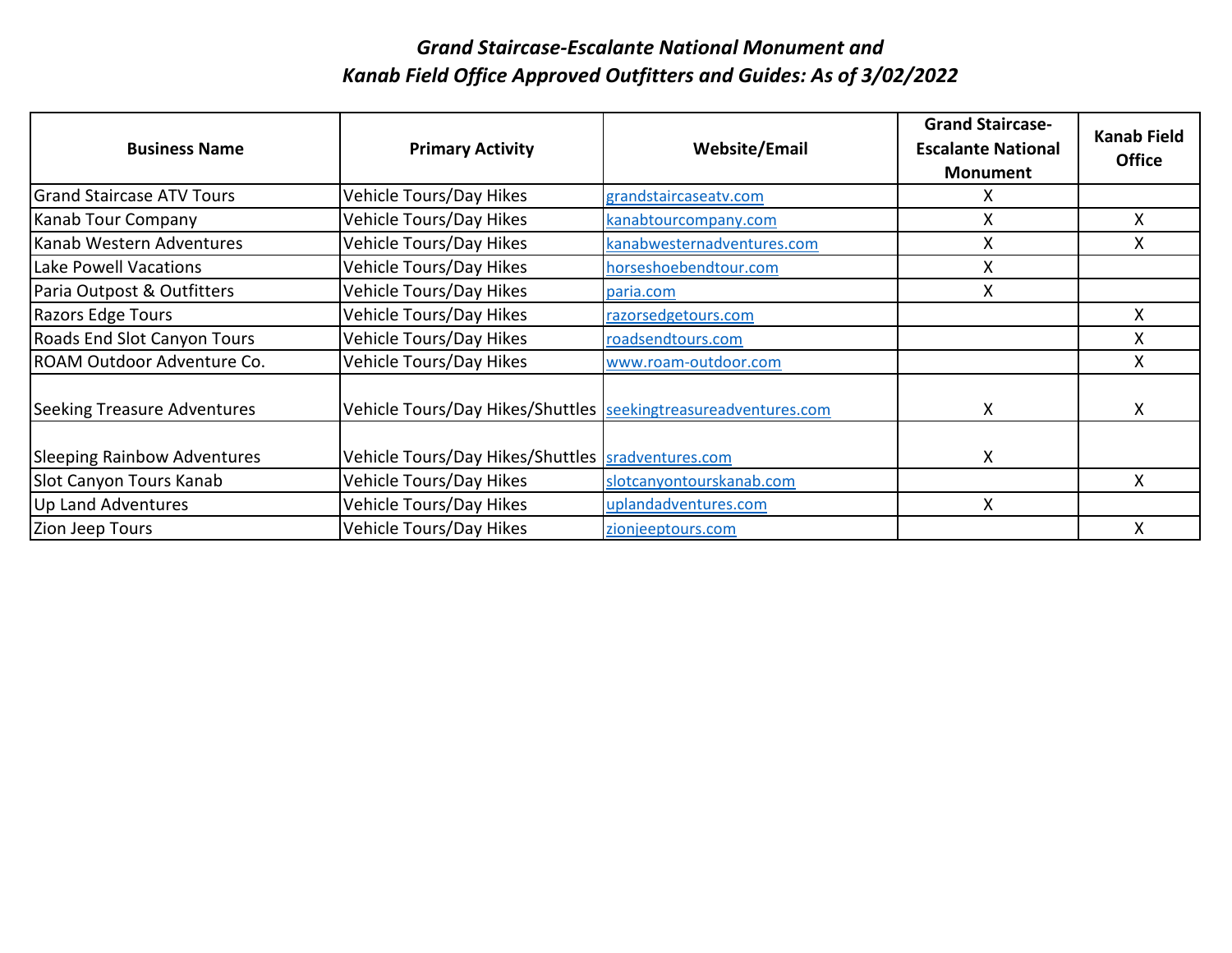# *Grand Staircase-Escalante National Monument and Kanab Field Office Approved Outfitters and Guides: As of 3/02/2022*

| Business Name | Primary Activity | Website/Email | Grand Staircase-Escalante National Monument | Kanab Field Office |
|---|---|---|---|---|
| Grand Staircase ATV Tours | Vehicle Tours/Day Hikes | grandstaircaseatv.com | X | |
| Kanab Tour Company | Vehicle Tours/Day Hikes | kanabtourcompany.com | X | X |
| Kanab Western Adventures | Vehicle Tours/Day Hikes | kanabwesternadventures.com | X | X |
| Lake Powell Vacations | Vehicle Tours/Day Hikes | horseshoebendtour.com | X | |
| Paria Outpost & Outfitters | Vehicle Tours/Day Hikes | paria.com | X | |
| Razors Edge Tours | Vehicle Tours/Day Hikes | razorsedgetours.com | | X |
| Roads End Slot Canyon Tours | Vehicle Tours/Day Hikes | roadsendtours.com | | X |
| ROAM Outdoor Adventure Co. | Vehicle Tours/Day Hikes | www.roam-outdoor.com | | X |
| Seeking Treasure Adventures | Vehicle Tours/Day Hikes/Shuttles | seekingtreasureadventures.com | X | X |
| Sleeping Rainbow Adventures | Vehicle Tours/Day Hikes/Shuttles | sradventures.com | X | |
| Slot Canyon Tours Kanab | Vehicle Tours/Day Hikes | slotcanyontourskanab.com | | X |
| Up Land Adventures | Vehicle Tours/Day Hikes | uplandadventures.com | X | |
| Zion Jeep Tours | Vehicle Tours/Day Hikes | zionjeeptours.com | | X |